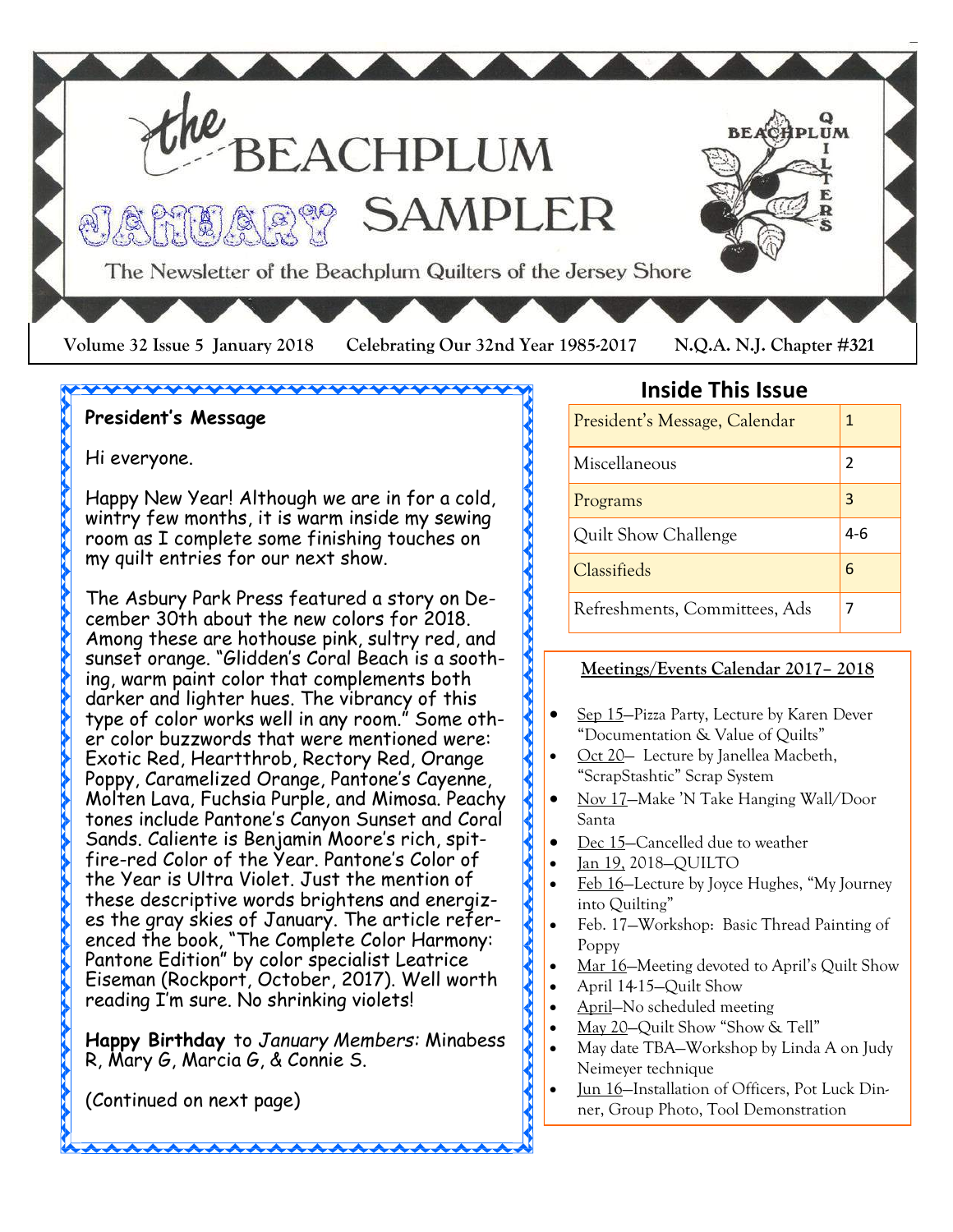# the BEACHPLUM JANUARY SAMPLER

The Newsletter of the Beachplum Quilters of the Jersey Shore

Volume 32 Issue 5 January 2018 — Celebrating Our 32nd Year 1985-2017 — N.Q.A. N.J. Chapter #321

## President's Message

Hi everyone.

Happy New Year! Although we are in for a cold, wintry few months, it is warm inside my sewing room as I complete some finishing touches on my quilt entries for our next show.

The Asbury Park Press featured a story on December 30th about the new colors for 2018. Among these are hothouse pink, sultry red, and sunset orange. "Glidden's Coral Beach is a soothing, warm paint color that complements both darker and lighter hues. The vibrancy of this type of color works well in any room." Some other color buzzwords that were mentioned were: Exotic Red, Heartthrob, Rectory Red, Orange Poppy, Caramelized Orange, Pantone's Cayenne, Molten Lava, Fuchsia Purple, and Mimosa. Peachy tones include Pantone's Canyon Sunset and Coral Sands. Caliente is Benjamin Moore's rich, spitfire-red Color of the Year. Pantone's Color of the Year is Ultra Violet. Just the mention of these descriptive words brightens and energizes the gray skies of January. The article referenced the book, "The Complete Color Harmony: Pantone Edition" by color specialist Leatrice Eiseman (Rockport, October, 2017). Well worth reading I'm sure. No shrinking violets!

**Happy Birthday** to *January Members:* Minabess R, Mary G, Marcia G, & Connie S.

(Continued on next page)

## Inside This Issue

| | |
|---|---|
| President's Message, Calendar | 1 |
| Miscellaneous | 2 |
| Programs | 3 |
| Quilt Show Challenge | 4-6 |
| Classifieds | 6 |
| Refreshments, Committees, Ads | 7 |

## Meetings/Events Calendar 2017– 2018

- Sep 15—Pizza Party, Lecture by Karen Dever "Documentation & Value of Quilts"
- Oct 20— Lecture by Janellea Macbeth, "ScrapStashtic" Scrap System
- Nov 17—Make 'N Take Hanging Wall/Door Santa
- Dec 15—Cancelled due to weather
- Jan 19, 2018—QUILTO
- Feb 16—Lecture by Joyce Hughes, "My Journey into Quilting"
- Feb. 17—Workshop: Basic Thread Painting of Poppy
- Mar 16—Meeting devoted to April's Quilt Show
- April 14-15—Quilt Show
- April—No scheduled meeting
- May 20—Quilt Show "Show & Tell"
- May date TBA—Workshop by Linda A on Judy Neimeyer technique
- Jun 16—Installation of Officers, Pot Luck Dinner, Group Photo, Tool Demonstration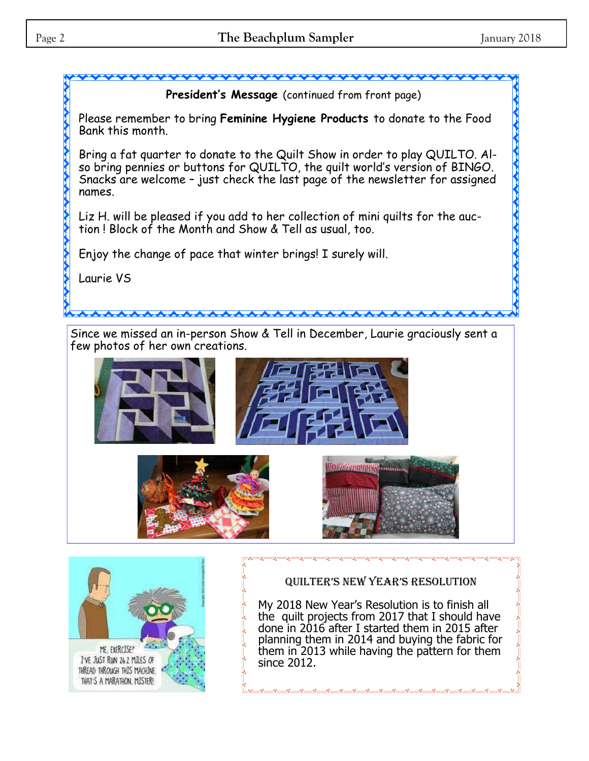## President's Message (continued from front page)

Please remember to bring **Feminine Hygiene Products** to donate to the Food Bank this month.

Bring a fat quarter to donate to the Quilt Show in order to play QUILTO. Also bring pennies or buttons for QUILTO, the quilt world's version of BINGO. Snacks are welcome – just check the last page of the newsletter for assigned names.

Liz H. will be pleased if you add to her collection of mini quilts for the auction ! Block of the Month and Show & Tell as usual, too.

Enjoy the change of pace that winter brings! I surely will.

Laurie VS

Since we missed an in-person Show & Tell in December, Laurie graciously sent a few photos of her own creations.

ME, EXERCISE? I'VE JUST RUN 26.2 MILES OF THREAD THROUGH THIS MACHINE. THAT'S A MARATHON, MISTER!

## QUILTER'S NEW YEAR'S RESOLUTION

My 2018 New Year's Resolution is to finish all the quilt projects from 2017 that I should have done in 2016 after I started them in 2015 after planning them in 2014 and buying the fabric for them in 2013 while having the pattern for them since 2012.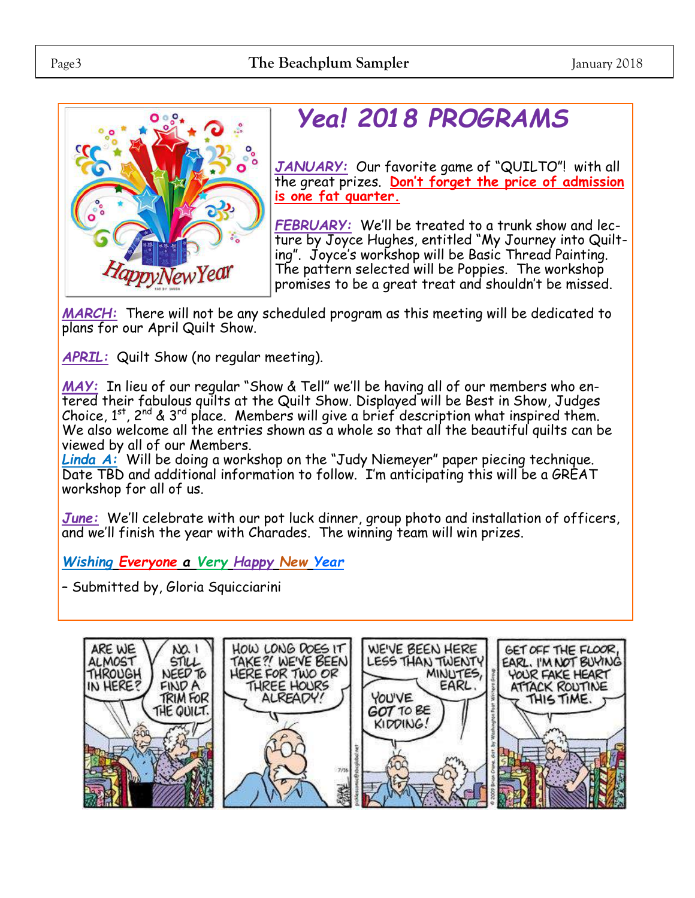# Yea! 2018 PROGRAMS

***JANUARY:*** Our favorite game of "QUILTO"! with all the great prizes. **Don't forget the price of admission is one fat quarter.**

***FEBRUARY:*** We'll be treated to a trunk show and lecture by Joyce Hughes, entitled "My Journey into Quilting". Joyce's workshop will be Basic Thread Painting. The pattern selected will be Poppies. The workshop promises to be a great treat and shouldn't be missed.

***MARCH:*** There will not be any scheduled program as this meeting will be dedicated to plans for our April Quilt Show.

***APRIL:*** Quilt Show (no regular meeting).

***MAY:*** In lieu of our regular "Show & Tell" we'll be having all of our members who entered their fabulous quilts at the Quilt Show. Displayed will be Best in Show, Judges Choice, 1st, 2nd & 3rd place. Members will give a brief description what inspired them. We also welcome all the entries shown as a whole so that all the beautiful quilts can be viewed by all of our Members.

***Linda A:*** Will be doing a workshop on the "Judy Niemeyer" paper piecing technique. Date TBD and additional information to follow. I'm anticipating this will be a GREAT workshop for all of us.

***June:*** We'll celebrate with our pot luck dinner, group photo and installation of officers, and we'll finish the year with Charades. The winning team will win prizes.

***Wishing Everyone a Very Happy New Year***

– Submitted by, Gloria Squicciarini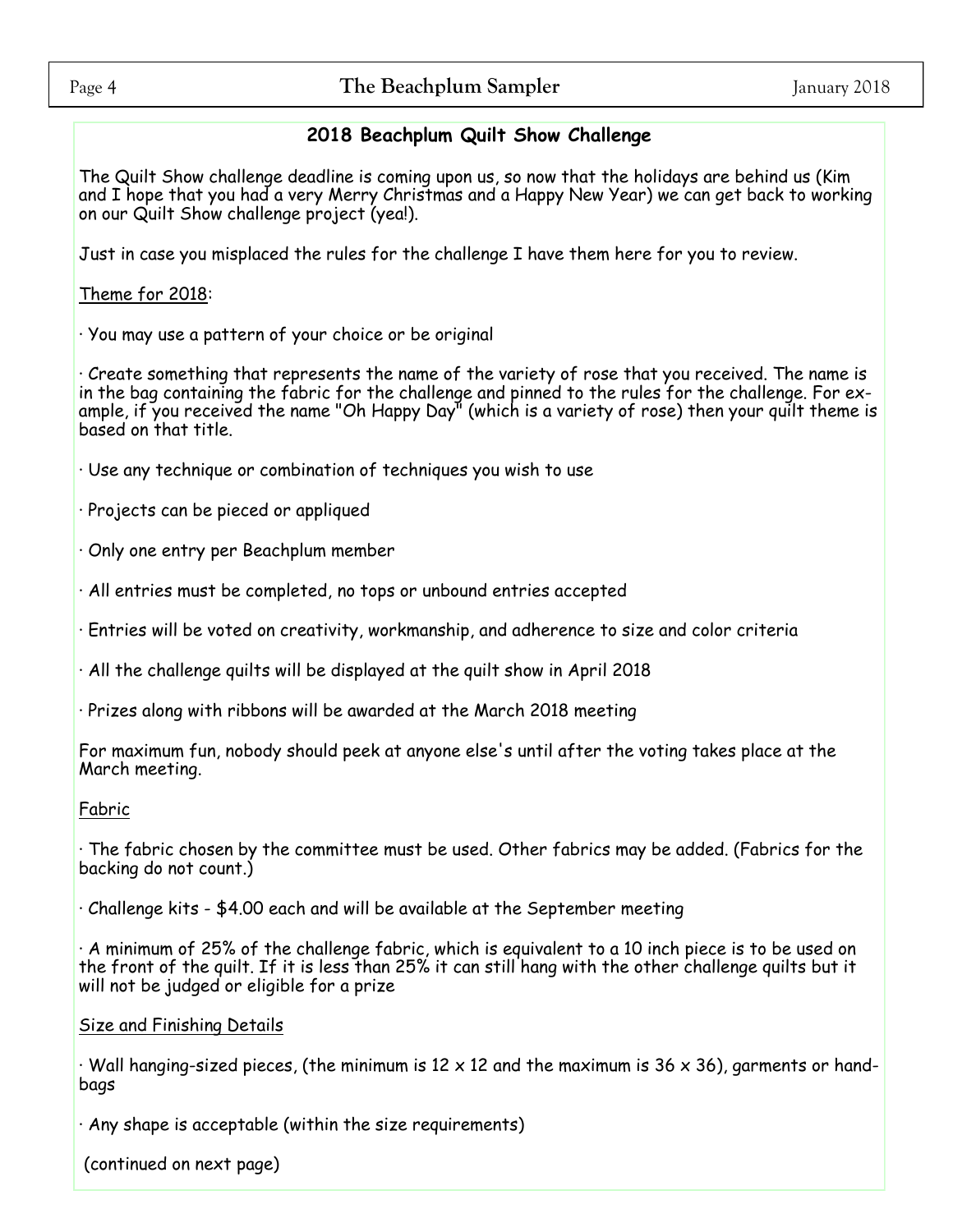## 2018 Beachplum Quilt Show Challenge

The Quilt Show challenge deadline is coming upon us, so now that the holidays are behind us (Kim and I hope that you had a very Merry Christmas and a Happy New Year) we can get back to working on our Quilt Show challenge project (yea!).

Just in case you misplaced the rules for the challenge I have them here for you to review.

Theme for 2018:

· You may use a pattern of your choice or be original

· Create something that represents the name of the variety of rose that you received. The name is in the bag containing the fabric for the challenge and pinned to the rules for the challenge. For example, if you received the name "Oh Happy Day" (which is a variety of rose) then your quilt theme is based on that title.

· Use any technique or combination of techniques you wish to use

· Projects can be pieced or appliqued

· Only one entry per Beachplum member

· All entries must be completed, no tops or unbound entries accepted

· Entries will be voted on creativity, workmanship, and adherence to size and color criteria

· All the challenge quilts will be displayed at the quilt show in April 2018

· Prizes along with ribbons will be awarded at the March 2018 meeting

For maximum fun, nobody should peek at anyone else's until after the voting takes place at the March meeting.

Fabric

· The fabric chosen by the committee must be used. Other fabrics may be added. (Fabrics for the backing do not count.)

· Challenge kits - $4.00 each and will be available at the September meeting

· A minimum of 25% of the challenge fabric, which is equivalent to a 10 inch piece is to be used on the front of the quilt. If it is less than 25% it can still hang with the other challenge quilts but it will not be judged or eligible for a prize

Size and Finishing Details

· Wall hanging-sized pieces, (the minimum is 12 x 12 and the maximum is 36 x 36), garments or handbags

· Any shape is acceptable (within the size requirements)

(continued on next page)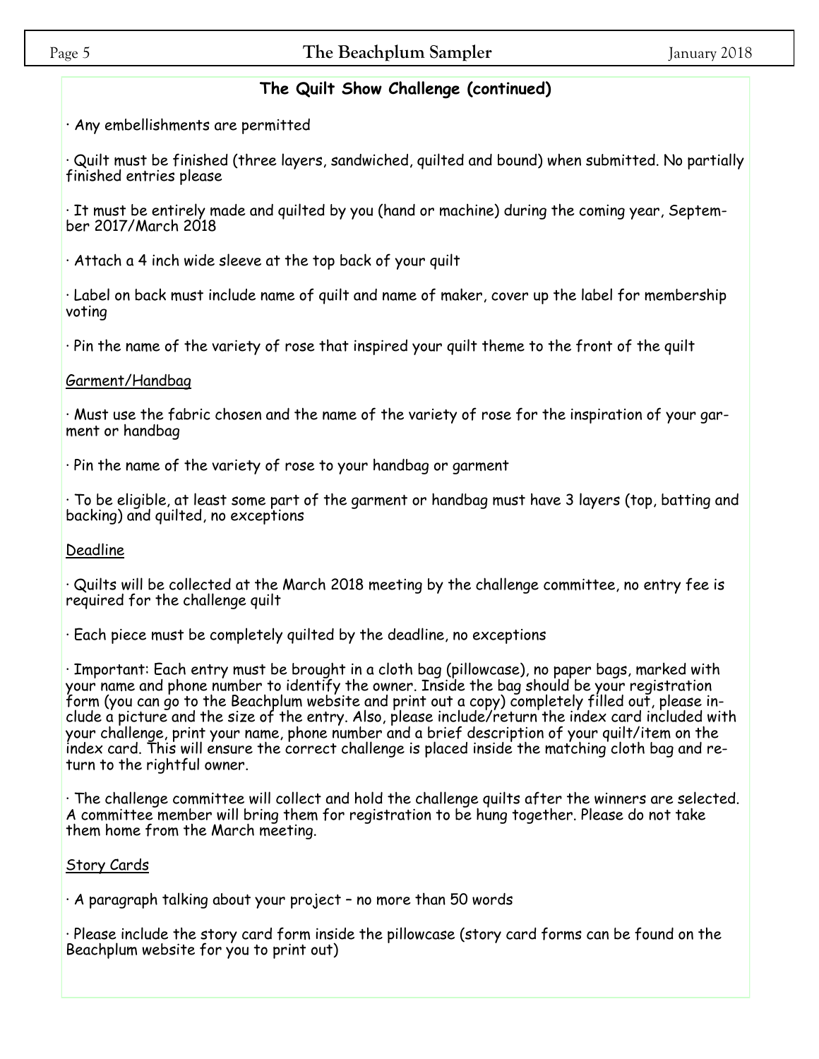## The Quilt Show Challenge (continued)

· Any embellishments are permitted

· Quilt must be finished (three layers, sandwiched, quilted and bound) when submitted. No partially finished entries please

· It must be entirely made and quilted by you (hand or machine) during the coming year, September 2017/March 2018

· Attach a 4 inch wide sleeve at the top back of your quilt

· Label on back must include name of quilt and name of maker, cover up the label for membership voting

· Pin the name of the variety of rose that inspired your quilt theme to the front of the quilt

<u>Garment/Handbag</u>

· Must use the fabric chosen and the name of the variety of rose for the inspiration of your garment or handbag

· Pin the name of the variety of rose to your handbag or garment

· To be eligible, at least some part of the garment or handbag must have 3 layers (top, batting and backing) and quilted, no exceptions

<u>Deadline</u>

· Quilts will be collected at the March 2018 meeting by the challenge committee, no entry fee is required for the challenge quilt

· Each piece must be completely quilted by the deadline, no exceptions

· Important: Each entry must be brought in a cloth bag (pillowcase), no paper bags, marked with your name and phone number to identify the owner. Inside the bag should be your registration form (you can go to the Beachplum website and print out a copy) completely filled out, please include a picture and the size of the entry. Also, please include/return the index card included with your challenge, print your name, phone number and a brief description of your quilt/item on the index card. This will ensure the correct challenge is placed inside the matching cloth bag and return to the rightful owner.

· The challenge committee will collect and hold the challenge quilts after the winners are selected. A committee member will bring them for registration to be hung together. Please do not take them home from the March meeting.

<u>Story Cards</u>

· A paragraph talking about your project – no more than 50 words

· Please include the story card form inside the pillowcase (story card forms can be found on the Beachplum website for you to print out)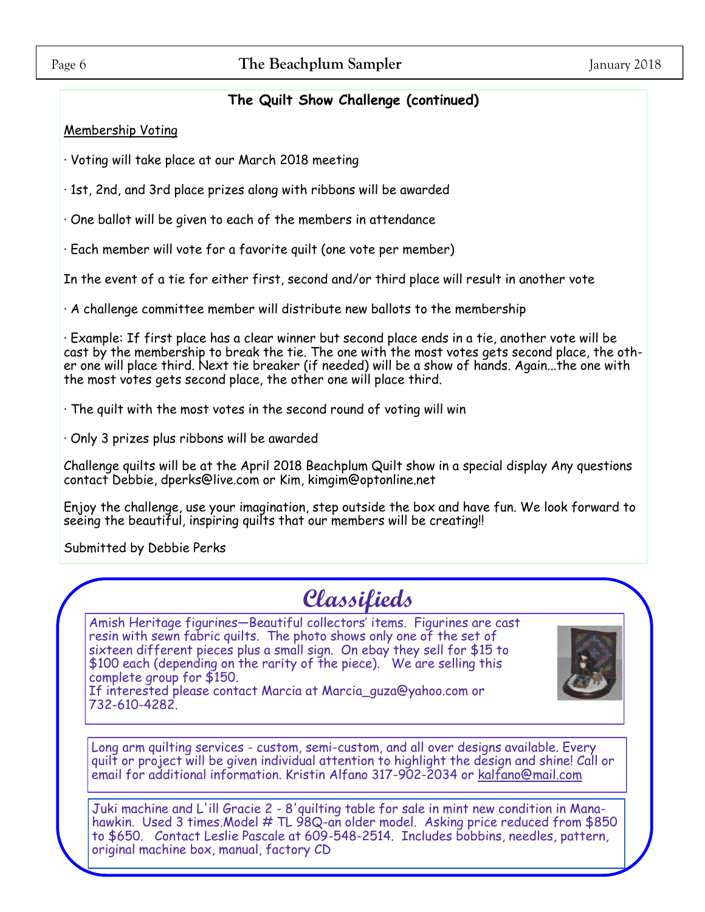## The Quilt Show Challenge (continued)

Membership Voting

· Voting will take place at our March 2018 meeting

· 1st, 2nd, and 3rd place prizes along with ribbons will be awarded

· One ballot will be given to each of the members in attendance

· Each member will vote for a favorite quilt (one vote per member)

In the event of a tie for either first, second and/or third place will result in another vote

· A challenge committee member will distribute new ballots to the membership

· Example: If first place has a clear winner but second place ends in a tie, another vote will be cast by the membership to break the tie. The one with the most votes gets second place, the other one will place third. Next tie breaker (if needed) will be a show of hands. Again...the one with the most votes gets second place, the other one will place third.

· The quilt with the most votes in the second round of voting will win

· Only 3 prizes plus ribbons will be awarded

Challenge quilts will be at the April 2018 Beachplum Quilt show in a special display Any questions contact Debbie, dperks@live.com or Kim, kimgim@optonline.net

Enjoy the challenge, use your imagination, step outside the box and have fun. We look forward to seeing the beautiful, inspiring quilts that our members will be creating!!

Submitted by Debbie Perks

## Classifieds

Amish Heritage figurines—Beautiful collectors' items. Figurines are cast resin with sewn fabric quilts. The photo shows only one of the set of sixteen different pieces plus a small sign. On ebay they sell for $15 to $100 each (depending on the rarity of the piece). We are selling this complete group for $150.
If interested please contact Marcia at Marcia_guza@yahoo.com or 732-610-4282.

Long arm quilting services - custom, semi-custom, and all over designs available. Every quilt or project will be given individual attention to highlight the design and shine! Call or email for additional information. Kristin Alfano 317-902-2034 or kalfano@mail.com

Juki machine and L'ill Gracie 2 - 8'quilting table for sale in mint new condition in Manahawkin. Used 3 times.Model # TL 98Q-an older model. Asking price reduced from $850 to $650. Contact Leslie Pascale at 609-548-2514. Includes bobbins, needles, pattern, original machine box, manual, factory CD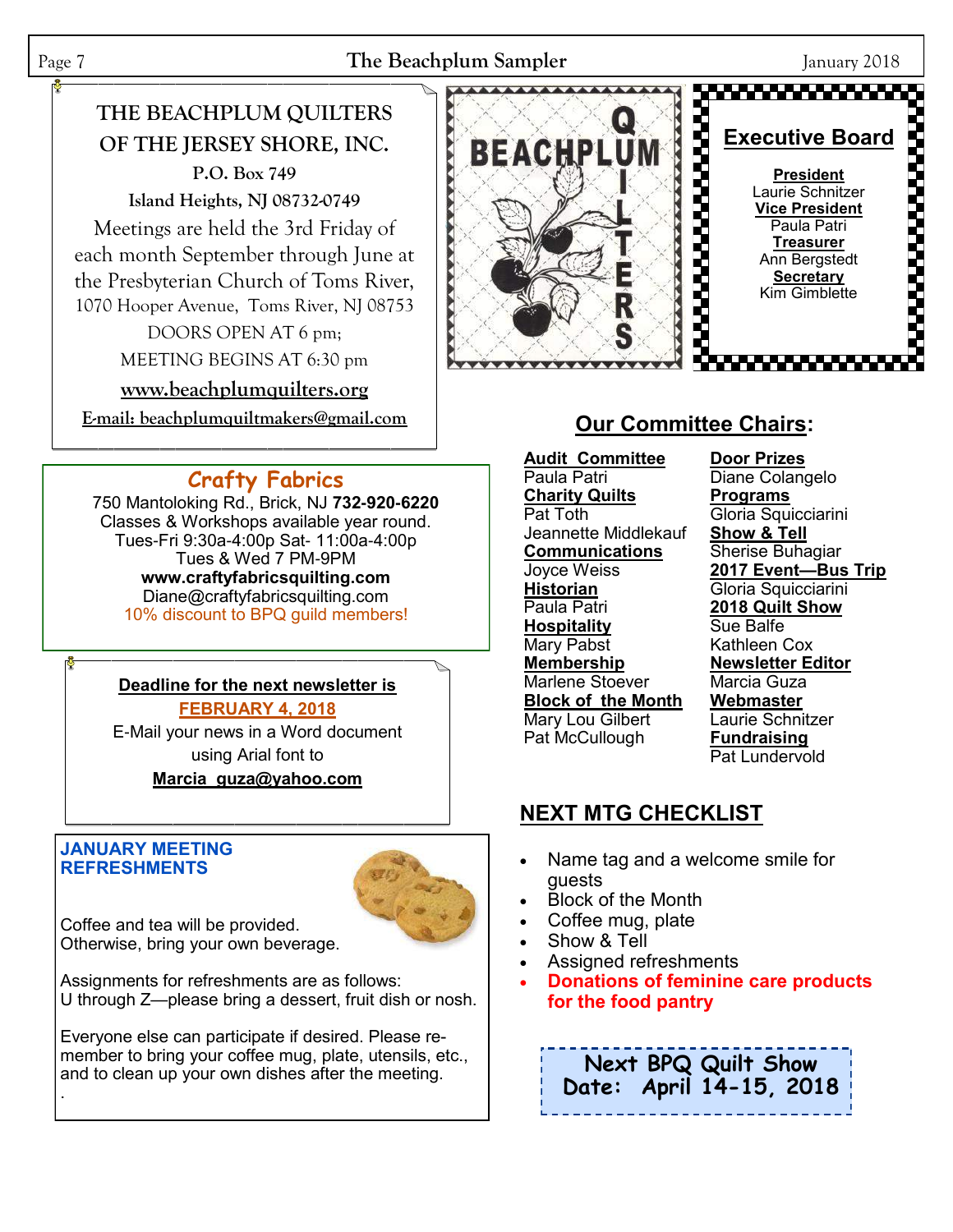## THE BEACHPLUM QUILTERS OF THE JERSEY SHORE, INC.

P.O. Box 749

Island Heights, NJ 08732-0749

Meetings are held the 3rd Friday of each month September through June at the Presbyterian Church of Toms River, 1070 Hooper Avenue, Toms River, NJ 08753

DOORS OPEN AT 6 pm;

MEETING BEGINS AT 6:30 pm

www.beachplumquilters.org

E-mail: beachplumquiltmakers@gmail.com

BEACHPLUM QUILTERS

## Executive Board

**President**
Laurie Schnitzer

**Vice President**
Paula Patri

**Treasurer**
Ann Bergstedt

**Secretary**
Kim Gimblette

## Crafty Fabrics

750 Mantoloking Rd., Brick, NJ **732-920-6220**
Classes & Workshops available year round.
Tues-Fri 9:30a-4:00p Sat- 11:00a-4:00p
Tues & Wed 7 PM-9PM
**www.craftyfabricsquilting.com**
Diane@craftyfabricsquilting.com
10% discount to BPQ guild members!

**Deadline for the next newsletter is**

**FEBRUARY 4, 2018**

E-Mail your news in a Word document using Arial font to

**Marcia_guza@yahoo.com**

## JANUARY MEETING REFRESHMENTS

Coffee and tea will be provided.
Otherwise, bring your own beverage.

Assignments for refreshments are as follows:
U through Z—please bring a dessert, fruit dish or nosh.

Everyone else can participate if desired. Please remember to bring your coffee mug, plate, utensils, etc., and to clean up your own dishes after the meeting.

.

## Our Committee Chairs:

**Audit Committee**
Paula Patri

**Charity Quilts**
Pat Toth
Jeannette Middlekauf

**Communications**
Joyce Weiss

**Historian**
Paula Patri

**Hospitality**
Mary Pabst

**Membership**
Marlene Stoever

**Block of the Month**
Mary Lou Gilbert
Pat McCullough

**Door Prizes**
Diane Colangelo

**Programs**
Gloria Squicciarini

**Show & Tell**
Sherise Buhagiar

**2017 Event—Bus Trip**
Gloria Squicciarini

**2018 Quilt Show**
Sue Balfe
Kathleen Cox

**Newsletter Editor**
Marcia Guza

**Webmaster**
Laurie Schnitzer

**Fundraising**
Pat Lundervold

## NEXT MTG CHECKLIST

- Name tag and a welcome smile for guests
- Block of the Month
- Coffee mug, plate
- Show & Tell
- Assigned refreshments
- **Donations of feminine care products for the food pantry**

**Next BPQ Quilt Show**
**Date: April 14-15, 2018**